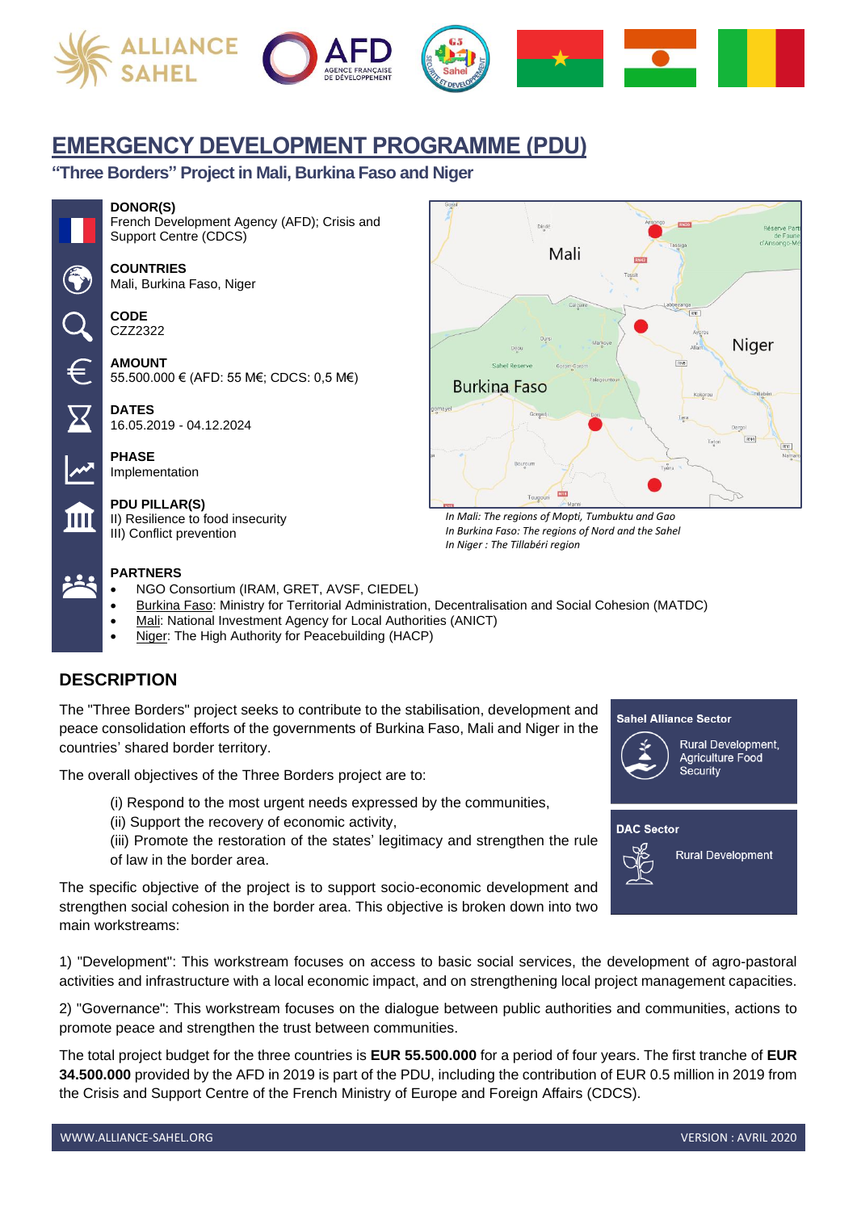# EMERGENCY DEVELOPMENT PROGRAMME (PDU)

## "Three Borders" Project in Mali, Burkina Faso and Niger

**DONOR(S)**
French Development Agency (AFD); Crisis and Support Centre (CDCS)

**COUNTRIES**
Mali, Burkina Faso, Niger

**CODE**
CZZ2322

**AMOUNT**
55.500.000 € (AFD: 55 M€; CDCS: 0,5 M€)

**DATES**
16.05.2019 - 04.12.2024

**PHASE**
Implementation

**PDU PILLAR(S)**
II) Resilience to food insecurity
III) Conflict prevention

*In Mali: The regions of Mopti, Tumbuktu and Gao*
*In Burkina Faso: The regions of Nord and the Sahel*
*In Niger : The Tillabéri region*

**PARTNERS**

- NGO Consortium (IRAM, GRET, AVSF, CIEDEL)
- Burkina Faso: Ministry for Territorial Administration, Decentralisation and Social Cohesion (MATDC)
- Mali: National Investment Agency for Local Authorities (ANICT)
- Niger: The High Authority for Peacebuilding (HACP)

## DESCRIPTION

The "Three Borders" project seeks to contribute to the stabilisation, development and peace consolidation efforts of the governments of Burkina Faso, Mali and Niger in the countries' shared border territory.

The overall objectives of the Three Borders project are to:

(i) Respond to the most urgent needs expressed by the communities,
(ii) Support the recovery of economic activity,
(iii) Promote the restoration of the states' legitimacy and strengthen the rule of law in the border area.

The specific objective of the project is to support socio-economic development and strengthen social cohesion in the border area. This objective is broken down into two main workstreams:

**Sahel Alliance Sector**
Rural Development, Agriculture Food Security

**DAC Sector**
Rural Development

1) "Development": This workstream focuses on access to basic social services, the development of agro-pastoral activities and infrastructure with a local economic impact, and on strengthening local project management capacities.

2) "Governance": This workstream focuses on the dialogue between public authorities and communities, actions to promote peace and strengthen the trust between communities.

The total project budget for the three countries is **EUR 55.500.000** for a period of four years. The first tranche of **EUR 34.500.000** provided by the AFD in 2019 is part of the PDU, including the contribution of EUR 0.5 million in 2019 from the Crisis and Support Centre of the French Ministry of Europe and Foreign Affairs (CDCS).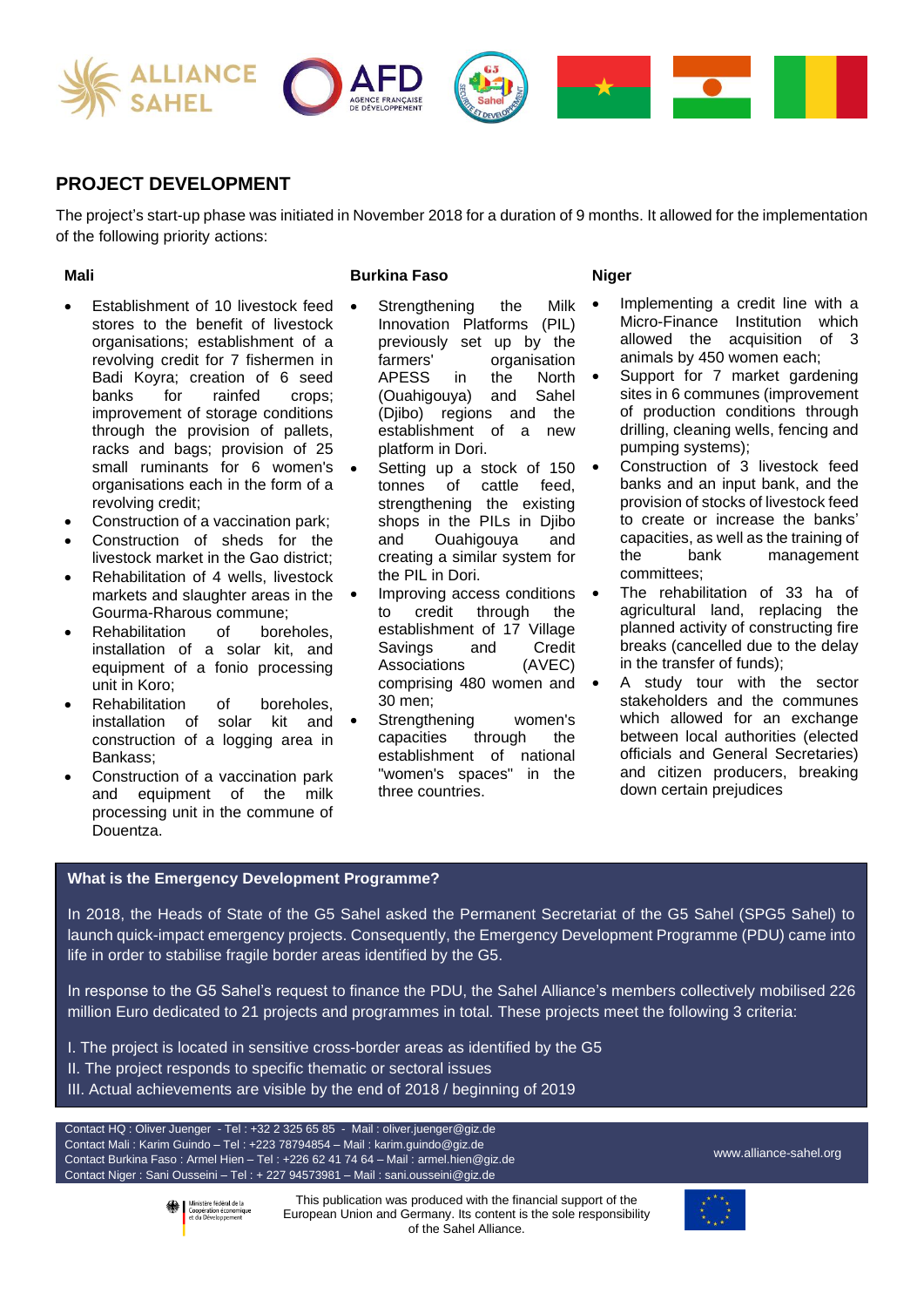## PROJECT DEVELOPMENT

The project's start-up phase was initiated in November 2018 for a duration of 9 months. It allowed for the implementation of the following priority actions:

### Mali

- Establishment of 10 livestock feed stores to the benefit of livestock organisations; establishment of a revolving credit for 7 fishermen in Badi Koyra; creation of 6 seed banks for rainfed crops; improvement of storage conditions through the provision of pallets, racks and bags; provision of 25 small ruminants for 6 women's organisations each in the form of a revolving credit;
- Construction of a vaccination park;
- Construction of sheds for the livestock market in the Gao district;
- Rehabilitation of 4 wells, livestock markets and slaughter areas in the Gourma-Rharous commune;
- Rehabilitation of boreholes, installation of a solar kit, and equipment of a fonio processing unit in Koro;
- Rehabilitation of boreholes, installation of solar kit and construction of a logging area in Bankass;
- Construction of a vaccination park and equipment of the milk processing unit in the commune of Douentza.

### Burkina Faso

- Strengthening the Milk Innovation Platforms (PIL) previously set up by the farmers' organisation APESS in the North (Ouahigouya) and Sahel (Djibo) regions and the establishment of a new platform in Dori.
- Setting up a stock of 150 tonnes of cattle feed, strengthening the existing shops in the PILs in Djibo and Ouahigouya and creating a similar system for the PIL in Dori.
- Improving access conditions to credit through the establishment of 17 Village Savings and Credit Associations (AVEC) comprising 480 women and 30 men;
- Strengthening women's capacities through the establishment of national "women's spaces" in the three countries.

### Niger

- Implementing a credit line with a Micro-Finance Institution which allowed the acquisition of 3 animals by 450 women each;
- Support for 7 market gardening sites in 6 communes (improvement of production conditions through drilling, cleaning wells, fencing and pumping systems);
- Construction of 3 livestock feed banks and an input bank, and the provision of stocks of livestock feed to create or increase the banks' capacities, as well as the training of the bank management committees;
- The rehabilitation of 33 ha of agricultural land, replacing the planned activity of constructing fire breaks (cancelled due to the delay in the transfer of funds);
- A study tour with the sector stakeholders and the communes which allowed for an exchange between local authorities (elected officials and General Secretaries) and citizen producers, breaking down certain prejudices

### What is the Emergency Development Programme?

In 2018, the Heads of State of the G5 Sahel asked the Permanent Secretariat of the G5 Sahel (SPG5 Sahel) to launch quick-impact emergency projects. Consequently, the Emergency Development Programme (PDU) came into life in order to stabilise fragile border areas identified by the G5.

In response to the G5 Sahel's request to finance the PDU, the Sahel Alliance's members collectively mobilised 226 million Euro dedicated to 21 projects and programmes in total. These projects meet the following 3 criteria:

I. The project is located in sensitive cross-border areas as identified by the G5
II. The project responds to specific thematic or sectoral issues
III. Actual achievements are visible by the end of 2018 / beginning of 2019

Contact HQ : Oliver Juenger - Tel : +32 2 325 65 85 - Mail : oliver.juenger@giz.de
Contact Mali : Karim Guindo – Tel : +223 78794854 – Mail : karim.guindo@giz.de
Contact Burkina Faso : Armel Hien – Tel : +226 62 41 74 64 – Mail : armel.hien@giz.de
Contact Niger : Sani Ousseini – Tel : + 227 94573981 – Mail : sani.ousseini@giz.de

www.alliance-sahel.org

This publication was produced with the financial support of the European Union and Germany. Its content is the sole responsibility of the Sahel Alliance.